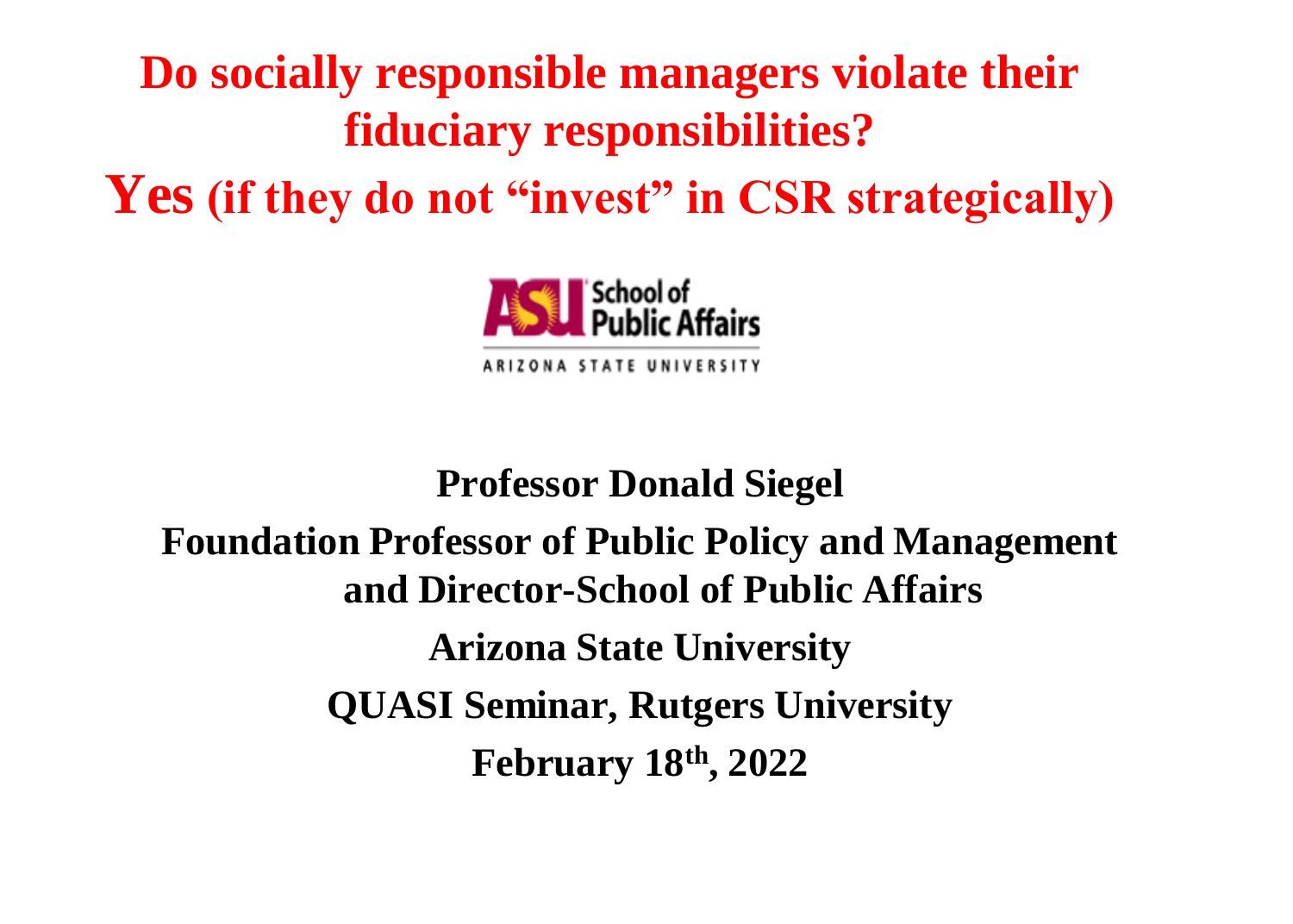# Do socially responsible managers violate their fiduciary responsibilities?

# Yes (if they do not "invest" in CSR strategically)

ASU School of Public Affairs
ARIZONA STATE UNIVERSITY

**Professor Donald Siegel**

**Foundation Professor of Public Policy and Management and Director-School of Public Affairs**

**Arizona State University**

**QUASI Seminar, Rutgers University**

**February 18th, 2022**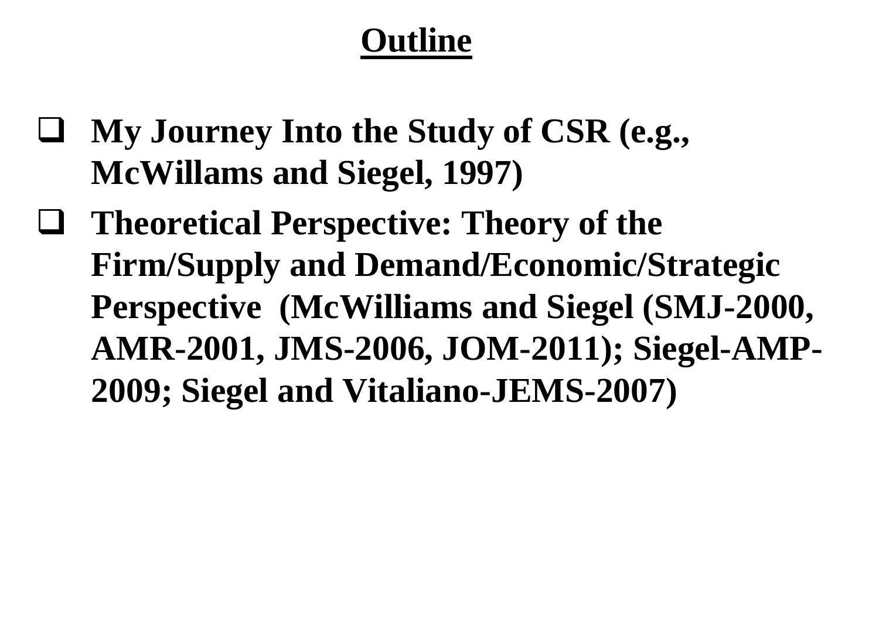# Outline

- **My Journey Into the Study of CSR (e.g., McWillams and Siegel, 1997)**
- **Theoretical Perspective: Theory of the Firm/Supply and Demand/Economic/Strategic Perspective (McWilliams and Siegel (SMJ-2000, AMR-2001, JMS-2006, JOM-2011); Siegel-AMP-2009; Siegel and Vitaliano-JEMS-2007)**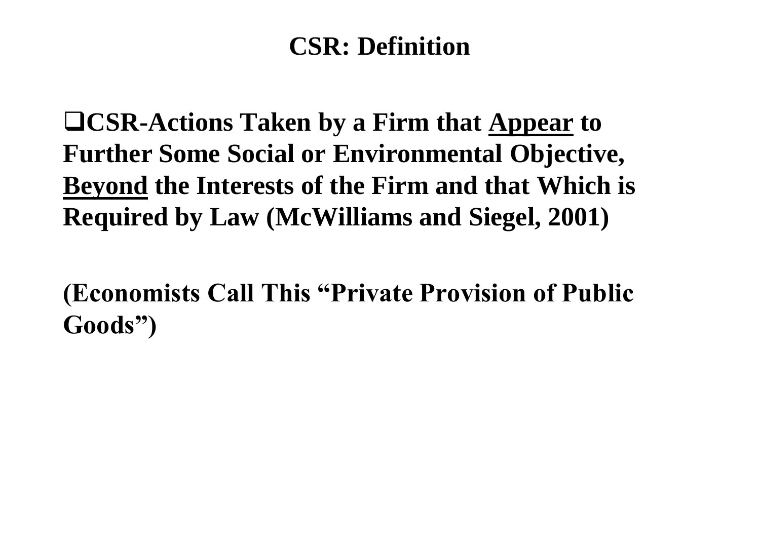# CSR: Definition

- **CSR-Actions Taken by a Firm that <u>Appear</u> to Further Some Social or Environmental Objective, <u>Beyond</u> the Interests of the Firm and that Which is Required by Law (McWilliams and Siegel, 2001)**

**(Economists Call This "Private Provision of Public Goods")**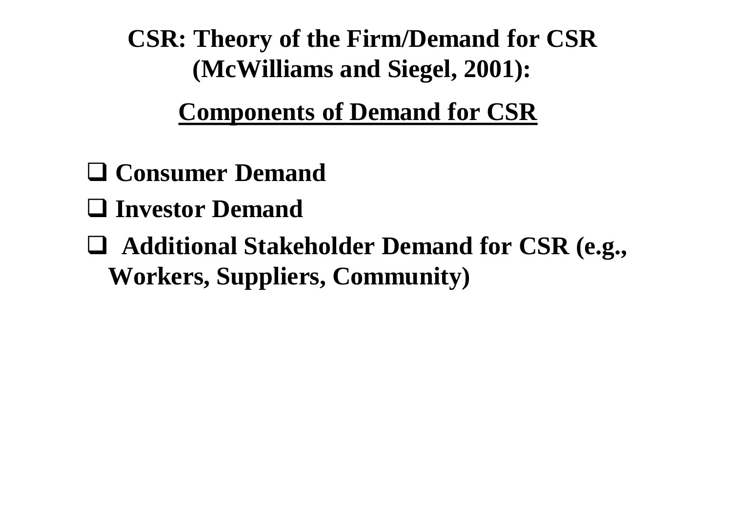# CSR: Theory of the Firm/Demand for CSR (McWilliams and Siegel, 2001):

## Components of Demand for CSR

- **Consumer Demand**
- **Investor Demand**
- **Additional Stakeholder Demand for CSR (e.g., Workers, Suppliers, Community)**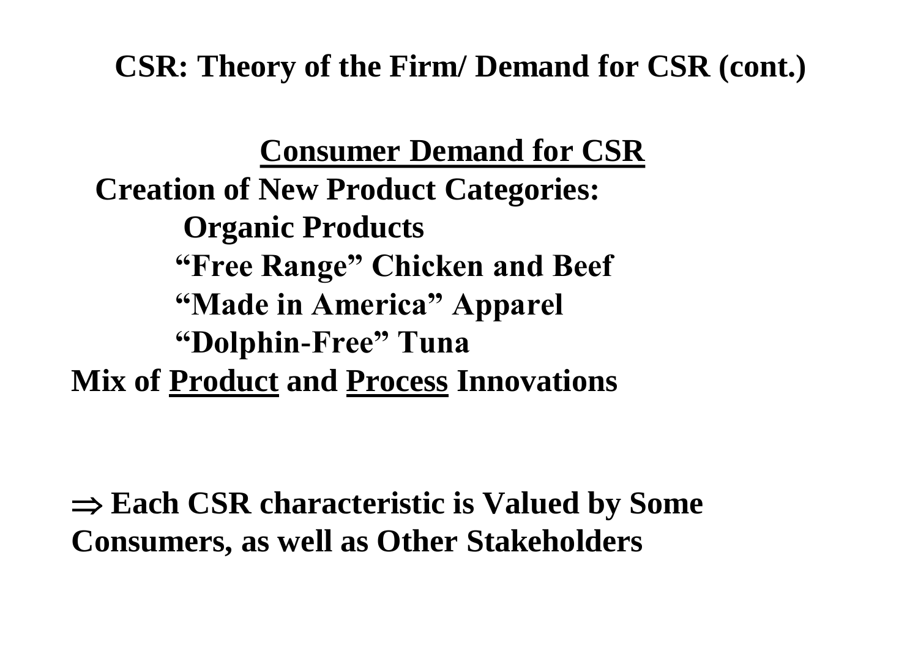## CSR: Theory of the Firm/ Demand for CSR (cont.)

### <u>Consumer Demand for CSR</u>

**Creation of New Product Categories:**

- **Organic Products**
- **"Free Range" Chicken and Beef**
- **"Made in America" Apparel**
- **"Dolphin-Free" Tuna**

**Mix of <u>Product</u> and <u>Process</u> Innovations**

**$\Rightarrow$ Each CSR characteristic is Valued by Some Consumers, as well as Other Stakeholders**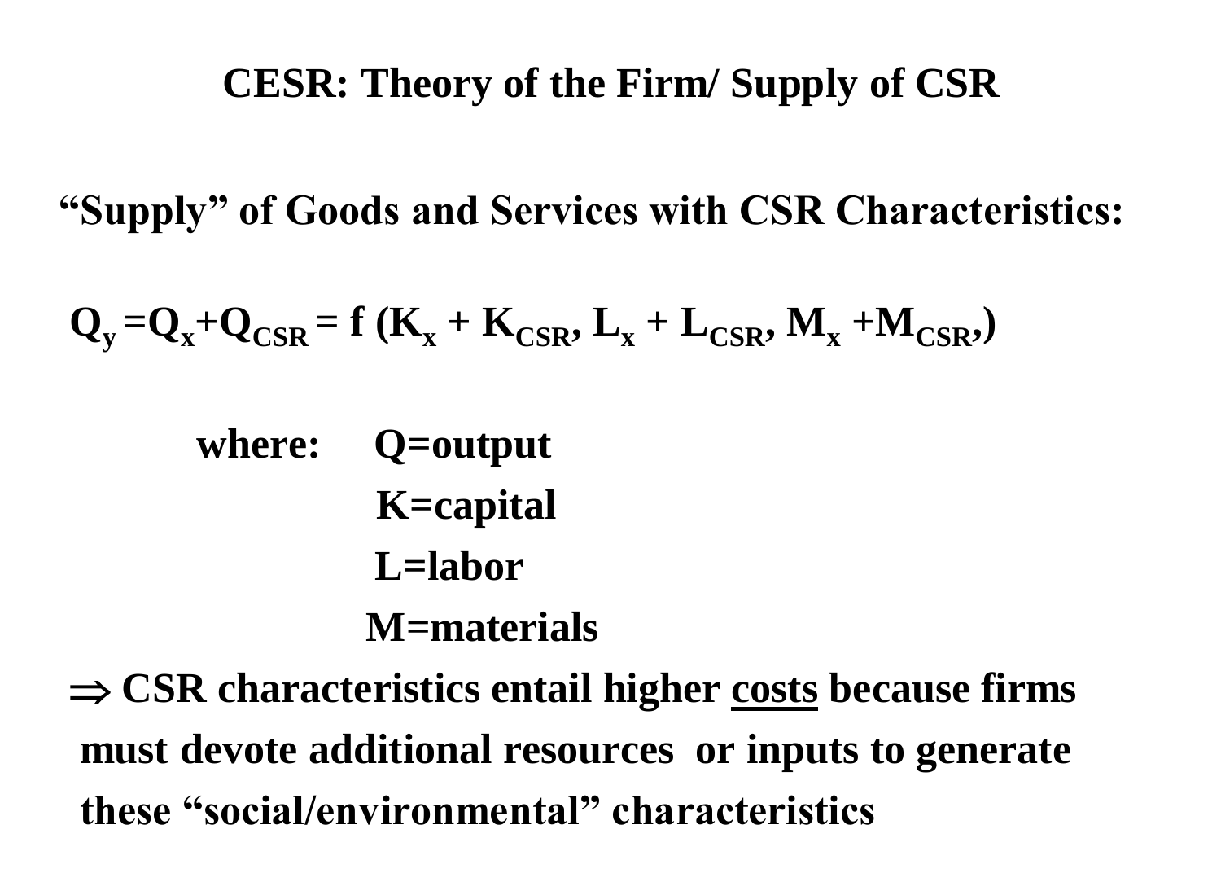# CESR: Theory of the Firm/ Supply of CSR

**"Supply" of Goods and Services with CSR Characteristics:**

$$Q_y = Q_x + Q_{CSR} = f\,(K_x + K_{CSR}, L_x + L_{CSR}, M_x + M_{CSR},)$$

**where:**
- **Q=output**
- **K=capital**
- **L=labor**
- **M=materials**

$\Rightarrow$ **CSR characteristics entail higher <u>costs</u> because firms must devote additional resources or inputs to generate these "social/environmental" characteristics**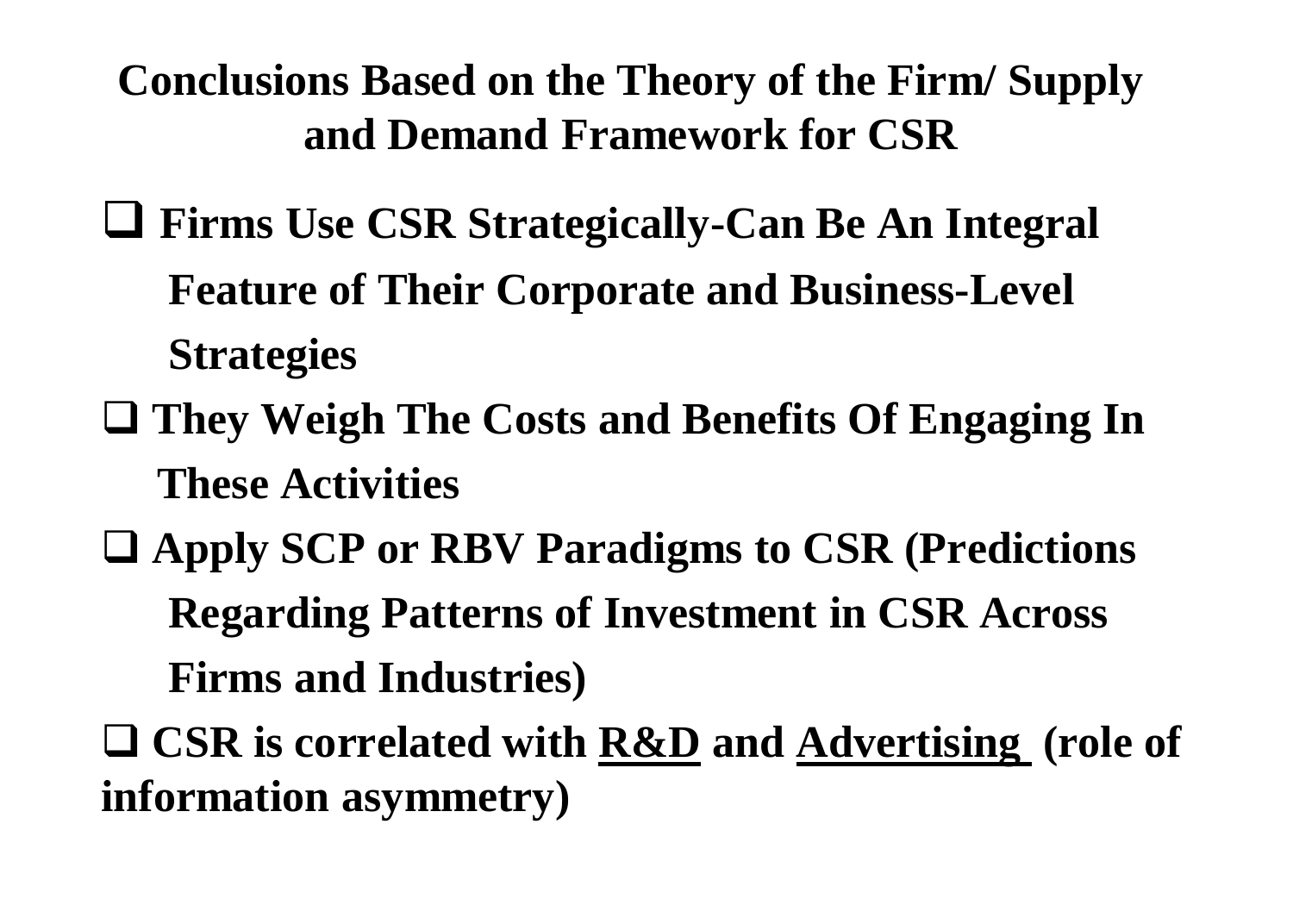## Conclusions Based on the Theory of the Firm/ Supply and Demand Framework for CSR

- **Firms Use CSR Strategically-Can Be An Integral Feature of Their Corporate and Business-Level Strategies**
- **They Weigh The Costs and Benefits Of Engaging In These Activities**
- **Apply SCP or RBV Paradigms to CSR (Predictions Regarding Patterns of Investment in CSR Across Firms and Industries)**
- **CSR is correlated with <u>R&D</u> and <u>Advertising</u> (role of information asymmetry)**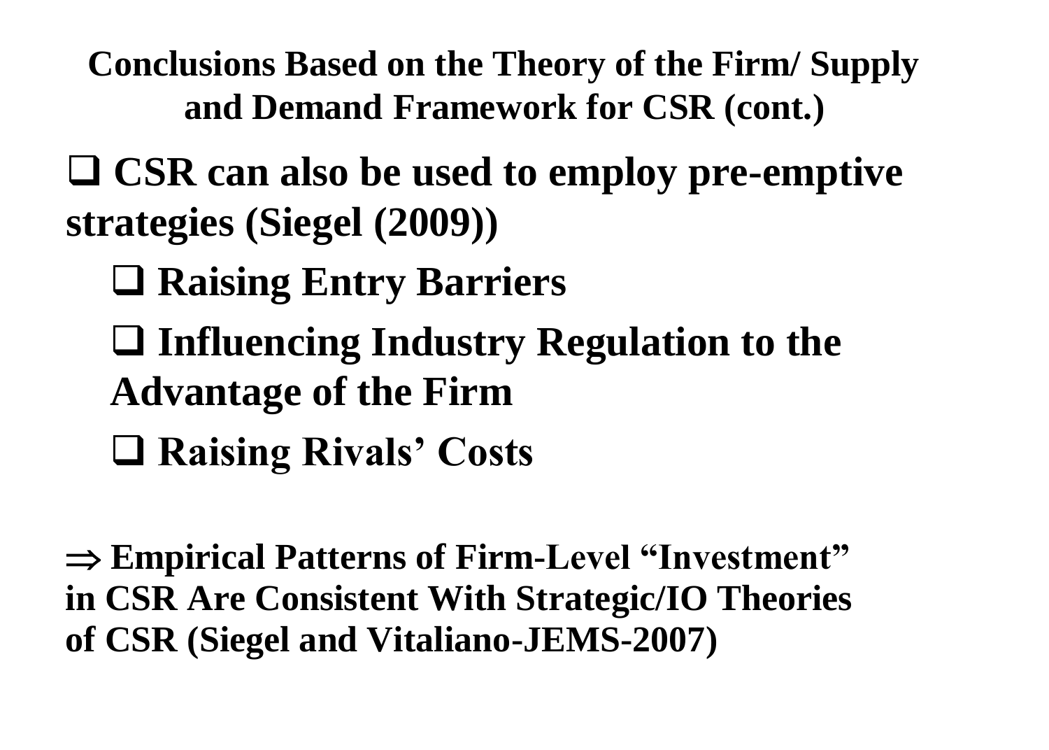## Conclusions Based on the Theory of the Firm/ Supply and Demand Framework for CSR (cont.)

- ❑ **CSR can also be used to employ pre-emptive strategies (Siegel (2009))**
  - ❑ **Raising Entry Barriers**
  - ❑ **Influencing Industry Regulation to the Advantage of the Firm**
  - ❑ **Raising Rivals' Costs**

$\Rightarrow$ **Empirical Patterns of Firm-Level "Investment" in CSR Are Consistent With Strategic/IO Theories of CSR (Siegel and Vitaliano-JEMS-2007)**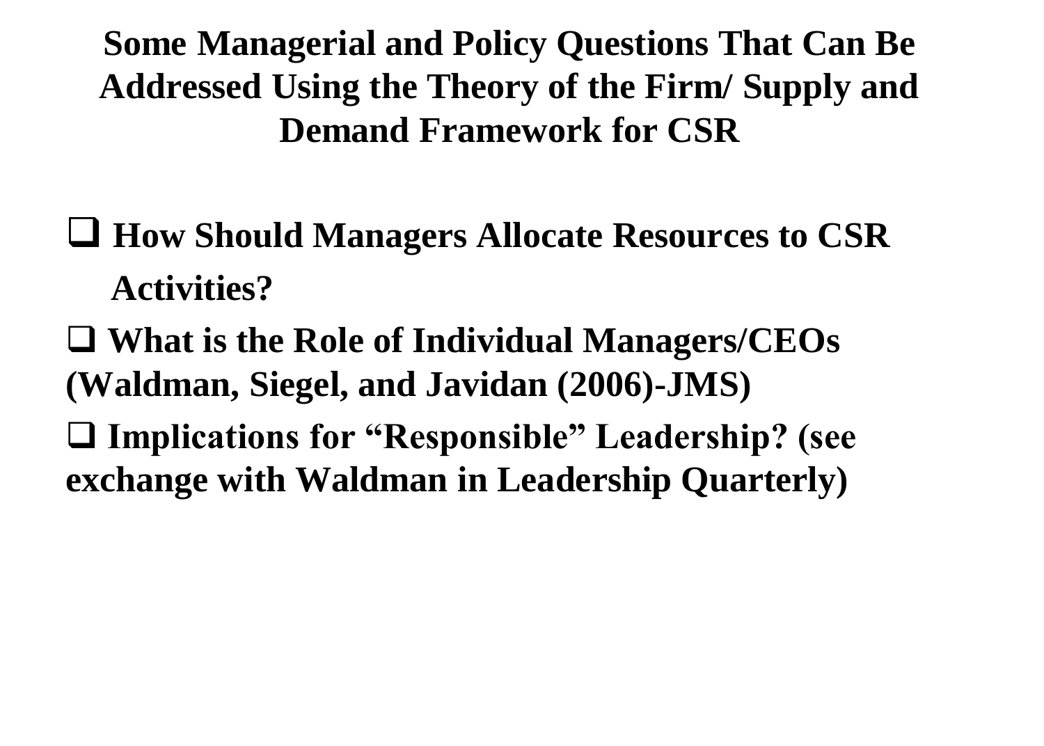# Some Managerial and Policy Questions That Can Be Addressed Using the Theory of the Firm/ Supply and Demand Framework for CSR

- **How Should Managers Allocate Resources to CSR Activities?**
- **What is the Role of Individual Managers/CEOs (Waldman, Siegel, and Javidan (2006)-JMS)**
- **Implications for "Responsible" Leadership? (see exchange with Waldman in Leadership Quarterly)**